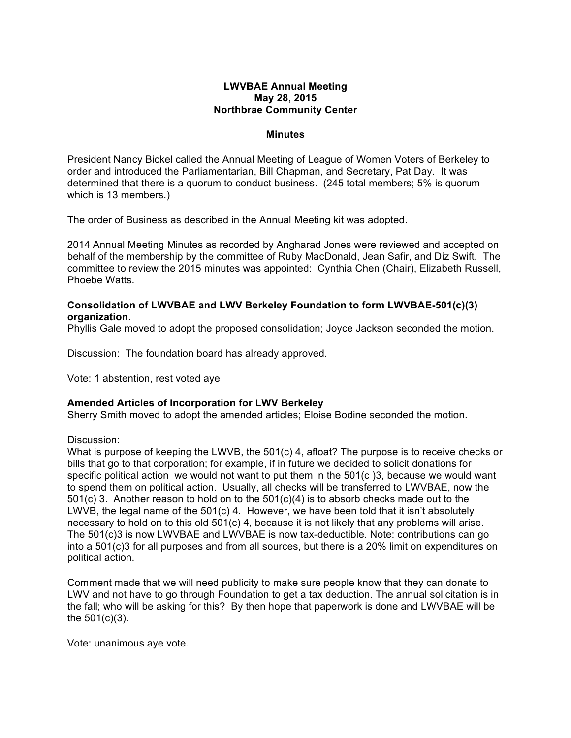**LWVBAE Annual Meeting**
**May 28, 2015**
**Northbrae Community Center**

**Minutes**

President Nancy Bickel called the Annual Meeting of League of Women Voters of Berkeley to order and introduced the Parliamentarian, Bill Chapman, and Secretary, Pat Day. It was determined that there is a quorum to conduct business. (245 total members; 5% is quorum which is 13 members.)

The order of Business as described in the Annual Meeting kit was adopted.

2014 Annual Meeting Minutes as recorded by Angharad Jones were reviewed and accepted on behalf of the membership by the committee of Ruby MacDonald, Jean Safir, and Diz Swift. The committee to review the 2015 minutes was appointed: Cynthia Chen (Chair), Elizabeth Russell, Phoebe Watts.

**Consolidation of LWVBAE and LWV Berkeley Foundation to form LWVBAE-501(c)(3) organization.**
Phyllis Gale moved to adopt the proposed consolidation; Joyce Jackson seconded the motion.

Discussion: The foundation board has already approved.

Vote: 1 abstention, rest voted aye

**Amended Articles of Incorporation for LWV Berkeley**
Sherry Smith moved to adopt the amended articles; Eloise Bodine seconded the motion.

Discussion:
What is purpose of keeping the LWVB, the 501(c) 4, afloat? The purpose is to receive checks or bills that go to that corporation; for example, if in future we decided to solicit donations for specific political action we would not want to put them in the 501(c )3, because we would want to spend them on political action. Usually, all checks will be transferred to LWVBAE, now the 501(c) 3. Another reason to hold on to the 501(c)(4) is to absorb checks made out to the LWVB, the legal name of the 501(c) 4. However, we have been told that it isn't absolutely necessary to hold on to this old 501(c) 4, because it is not likely that any problems will arise. The 501(c)3 is now LWVBAE and LWVBAE is now tax-deductible. Note: contributions can go into a 501(c)3 for all purposes and from all sources, but there is a 20% limit on expenditures on political action.

Comment made that we will need publicity to make sure people know that they can donate to LWV and not have to go through Foundation to get a tax deduction. The annual solicitation is in the fall; who will be asking for this? By then hope that paperwork is done and LWVBAE will be the 501(c)(3).

Vote: unanimous aye vote.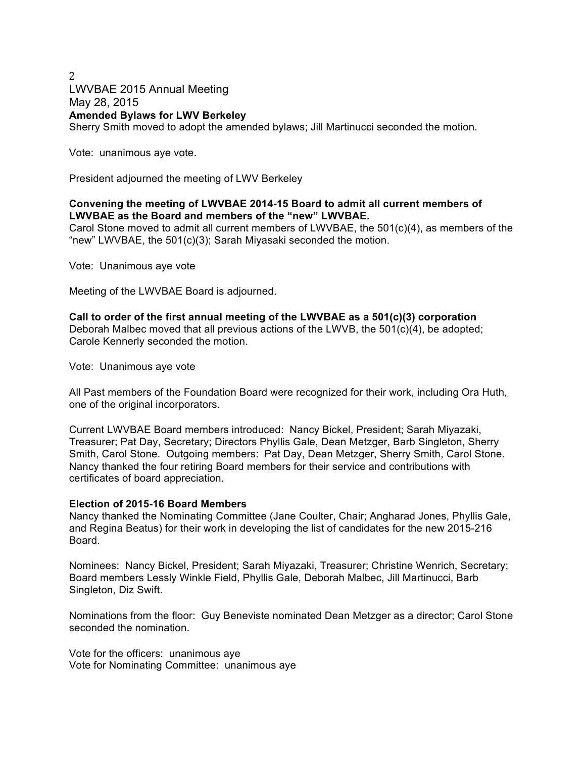LWVBAE 2015 Annual Meeting
May 28, 2015

**Amended Bylaws for LWV Berkeley**

Sherry Smith moved to adopt the amended bylaws; Jill Martinucci seconded the motion.

Vote: unanimous aye vote.

President adjourned the meeting of LWV Berkeley

**Convening the meeting of LWVBAE 2014-15 Board to admit all current members of LWVBAE as the Board and members of the "new" LWVBAE.**

Carol Stone moved to admit all current members of LWVBAE, the 501(c)(4), as members of the "new" LWVBAE, the 501(c)(3); Sarah Miyasaki seconded the motion.

Vote: Unanimous aye vote

Meeting of the LWVBAE Board is adjourned.

**Call to order of the first annual meeting of the LWVBAE as a 501(c)(3) corporation**

Deborah Malbec moved that all previous actions of the LWVB, the 501(c)(4), be adopted; Carole Kennerly seconded the motion.

Vote: Unanimous aye vote

All Past members of the Foundation Board were recognized for their work, including Ora Huth, one of the original incorporators.

Current LWVBAE Board members introduced: Nancy Bickel, President; Sarah Miyazaki, Treasurer; Pat Day, Secretary; Directors Phyllis Gale, Dean Metzger, Barb Singleton, Sherry Smith, Carol Stone. Outgoing members: Pat Day, Dean Metzger, Sherry Smith, Carol Stone. Nancy thanked the four retiring Board members for their service and contributions with certificates of board appreciation.

**Election of 2015-16 Board Members**

Nancy thanked the Nominating Committee (Jane Coulter, Chair; Angharad Jones, Phyllis Gale, and Regina Beatus) for their work in developing the list of candidates for the new 2015-216 Board.

Nominees: Nancy Bickel, President; Sarah Miyazaki, Treasurer; Christine Wenrich, Secretary; Board members Lessly Winkle Field, Phyllis Gale, Deborah Malbec, Jill Martinucci, Barb Singleton, Diz Swift.

Nominations from the floor: Guy Beneviste nominated Dean Metzger as a director; Carol Stone seconded the nomination.

Vote for the officers: unanimous aye
Vote for Nominating Committee: unanimous aye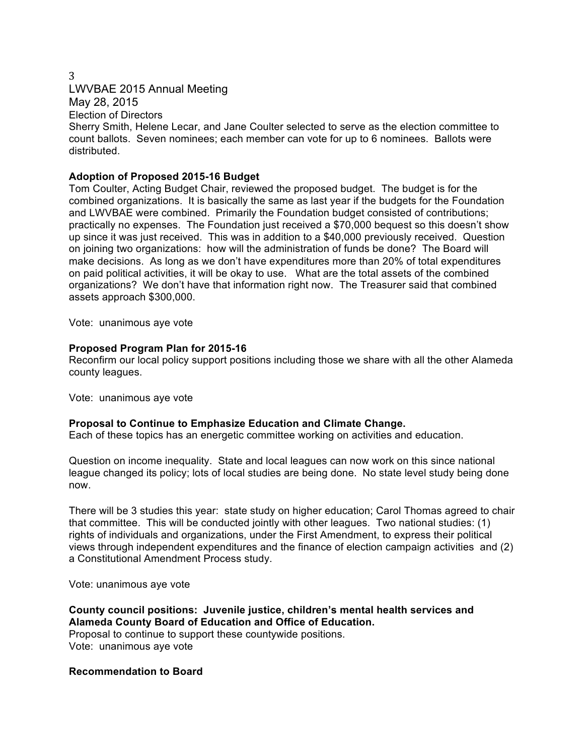LWVBAE 2015 Annual Meeting
May 28, 2015
Election of Directors
Sherry Smith, Helene Lecar, and Jane Coulter selected to serve as the election committee to count ballots. Seven nominees; each member can vote for up to 6 nominees. Ballots were distributed.

**Adoption of Proposed 2015-16 Budget**
Tom Coulter, Acting Budget Chair, reviewed the proposed budget. The budget is for the combined organizations. It is basically the same as last year if the budgets for the Foundation and LWVBAE were combined. Primarily the Foundation budget consisted of contributions; practically no expenses. The Foundation just received a $70,000 bequest so this doesn't show up since it was just received. This was in addition to a $40,000 previously received. Question on joining two organizations: how will the administration of funds be done? The Board will make decisions. As long as we don't have expenditures more than 20% of total expenditures on paid political activities, it will be okay to use. What are the total assets of the combined organizations? We don't have that information right now. The Treasurer said that combined assets approach $300,000.

Vote: unanimous aye vote

**Proposed Program Plan for 2015-16**
Reconfirm our local policy support positions including those we share with all the other Alameda county leagues.

Vote: unanimous aye vote

**Proposal to Continue to Emphasize Education and Climate Change.**
Each of these topics has an energetic committee working on activities and education.

Question on income inequality. State and local leagues can now work on this since national league changed its policy; lots of local studies are being done. No state level study being done now.

There will be 3 studies this year: state study on higher education; Carol Thomas agreed to chair that committee. This will be conducted jointly with other leagues. Two national studies: (1) rights of individuals and organizations, under the First Amendment, to express their political views through independent expenditures and the finance of election campaign activities and (2) a Constitutional Amendment Process study.

Vote: unanimous aye vote

**County council positions: Juvenile justice, children's mental health services and Alameda County Board of Education and Office of Education.**
Proposal to continue to support these countywide positions.
Vote: unanimous aye vote

**Recommendation to Board**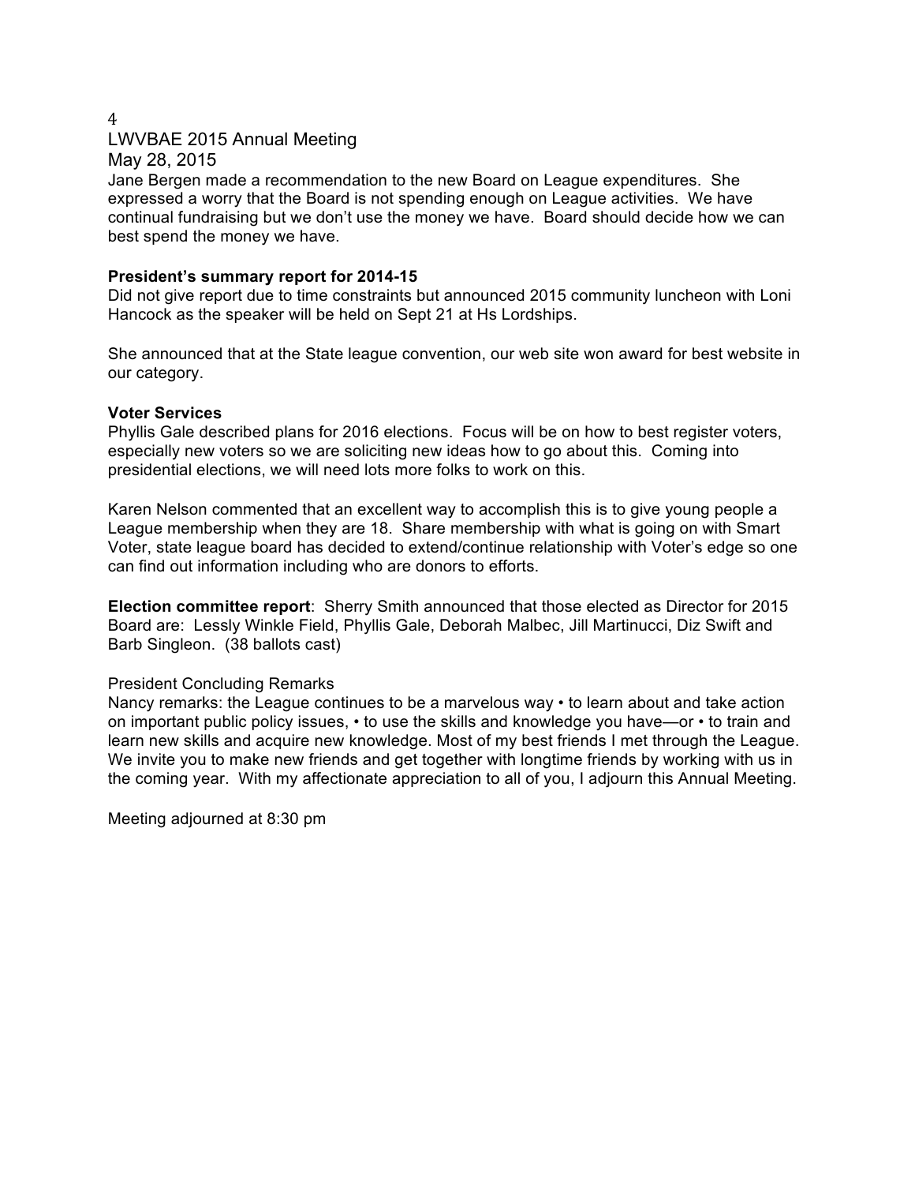LWVBAE 2015 Annual Meeting
May 28, 2015

Jane Bergen made a recommendation to the new Board on League expenditures. She expressed a worry that the Board is not spending enough on League activities. We have continual fundraising but we don't use the money we have. Board should decide how we can best spend the money we have.

**President's summary report for 2014-15**

Did not give report due to time constraints but announced 2015 community luncheon with Loni Hancock as the speaker will be held on Sept 21 at Hs Lordships.

She announced that at the State league convention, our web site won award for best website in our category.

**Voter Services**

Phyllis Gale described plans for 2016 elections. Focus will be on how to best register voters, especially new voters so we are soliciting new ideas how to go about this. Coming into presidential elections, we will need lots more folks to work on this.

Karen Nelson commented that an excellent way to accomplish this is to give young people a League membership when they are 18. Share membership with what is going on with Smart Voter, state league board has decided to extend/continue relationship with Voter's edge so one can find out information including who are donors to efforts.

**Election committee report**: Sherry Smith announced that those elected as Director for 2015 Board are: Lessly Winkle Field, Phyllis Gale, Deborah Malbec, Jill Martinucci, Diz Swift and Barb Singleon. (38 ballots cast)

President Concluding Remarks

Nancy remarks: the League continues to be a marvelous way • to learn about and take action on important public policy issues, • to use the skills and knowledge you have—or • to train and learn new skills and acquire new knowledge. Most of my best friends I met through the League. We invite you to make new friends and get together with longtime friends by working with us in the coming year. With my affectionate appreciation to all of you, I adjourn this Annual Meeting.

Meeting adjourned at 8:30 pm